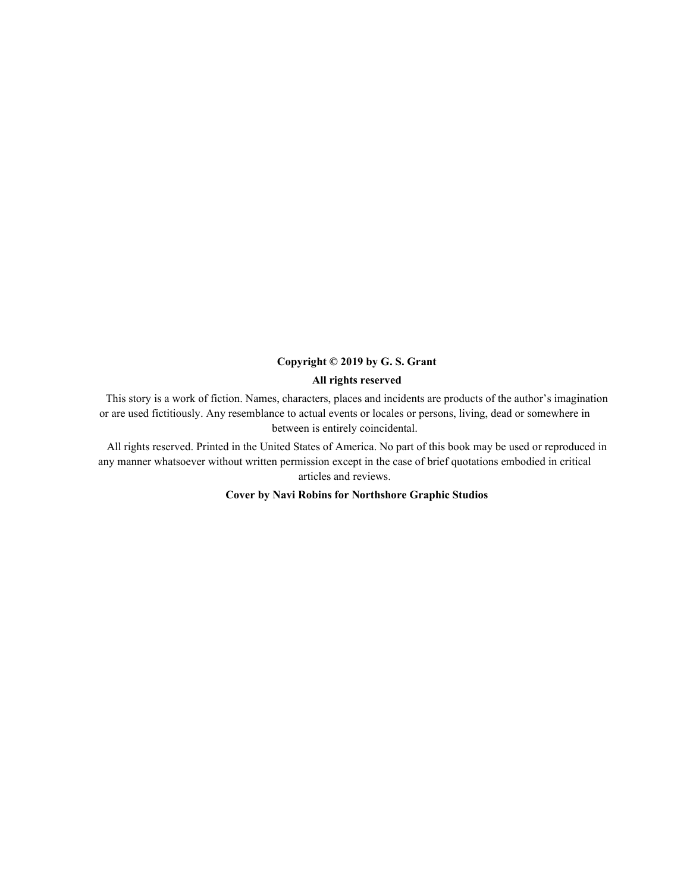**Copyright © 2019 by G. S. Grant**

**All rights reserved**

This story is a work of fiction. Names, characters, places and incidents are products of the author's imagination or are used fictitiously. Any resemblance to actual events or locales or persons, living, dead or somewhere in between is entirely coincidental.

All rights reserved. Printed in the United States of America. No part of this book may be used or reproduced in any manner whatsoever without written permission except in the case of brief quotations embodied in critical articles and reviews.

**Cover by Navi Robins for Northshore Graphic Studios**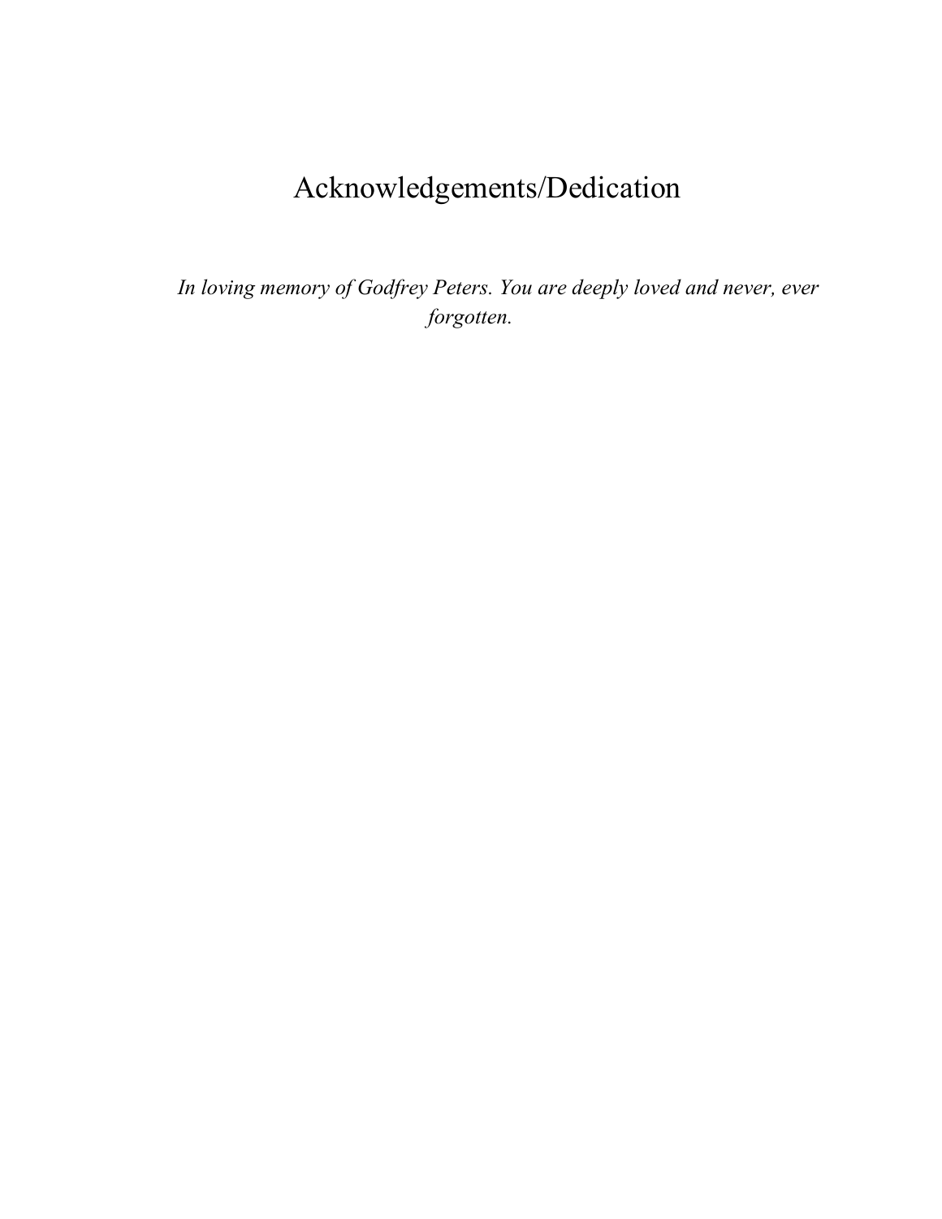# Acknowledgements/Dedication

*In loving memory of Godfrey Peters. You are deeply loved and never, ever forgotten.*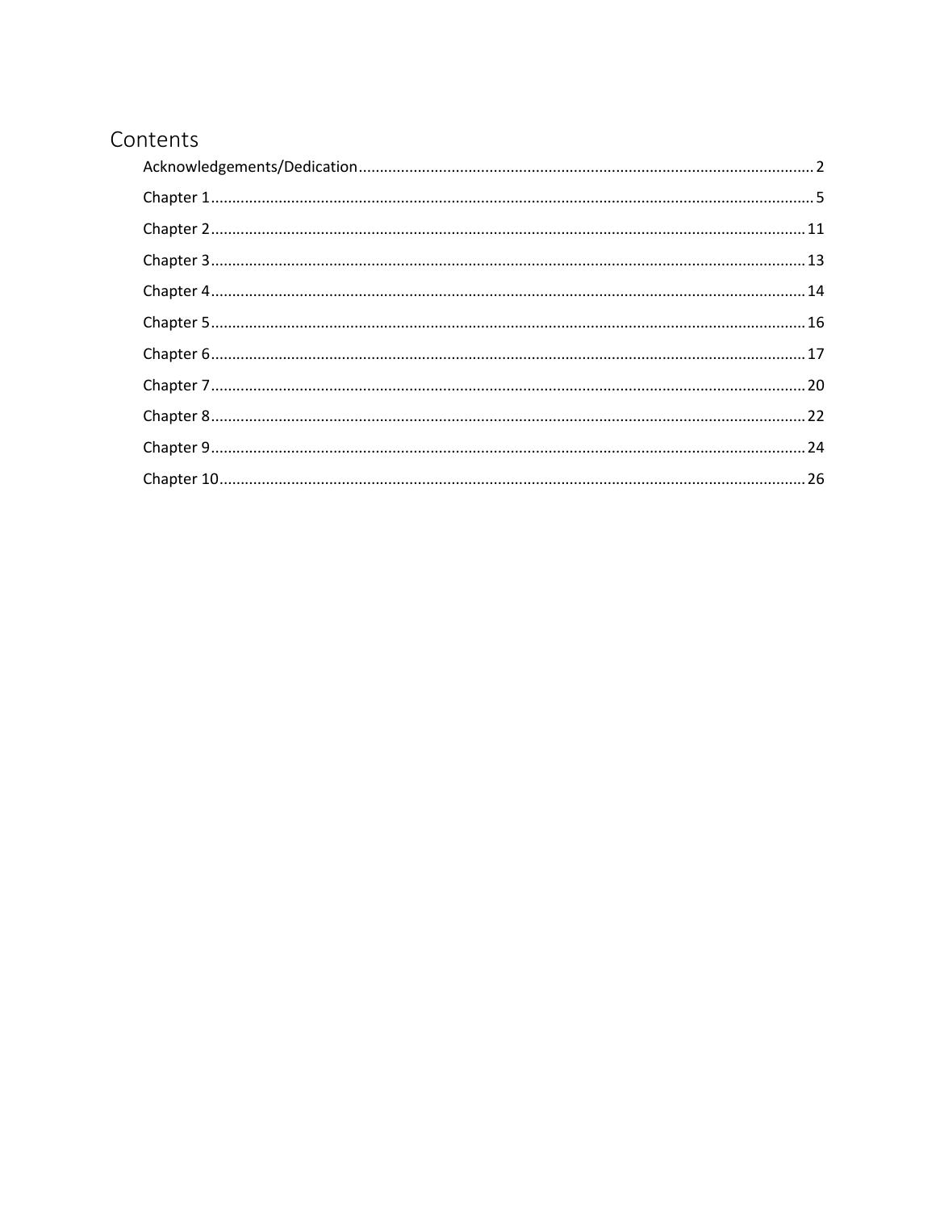# Contents

- Acknowledgements/Dedication ........ 2
- Chapter 1 ........ 5
- Chapter 2 ........ 11
- Chapter 3 ........ 13
- Chapter 4 ........ 14
- Chapter 5 ........ 16
- Chapter 6 ........ 17
- Chapter 7 ........ 20
- Chapter 8 ........ 22
- Chapter 9 ........ 24
- Chapter 10 ........ 26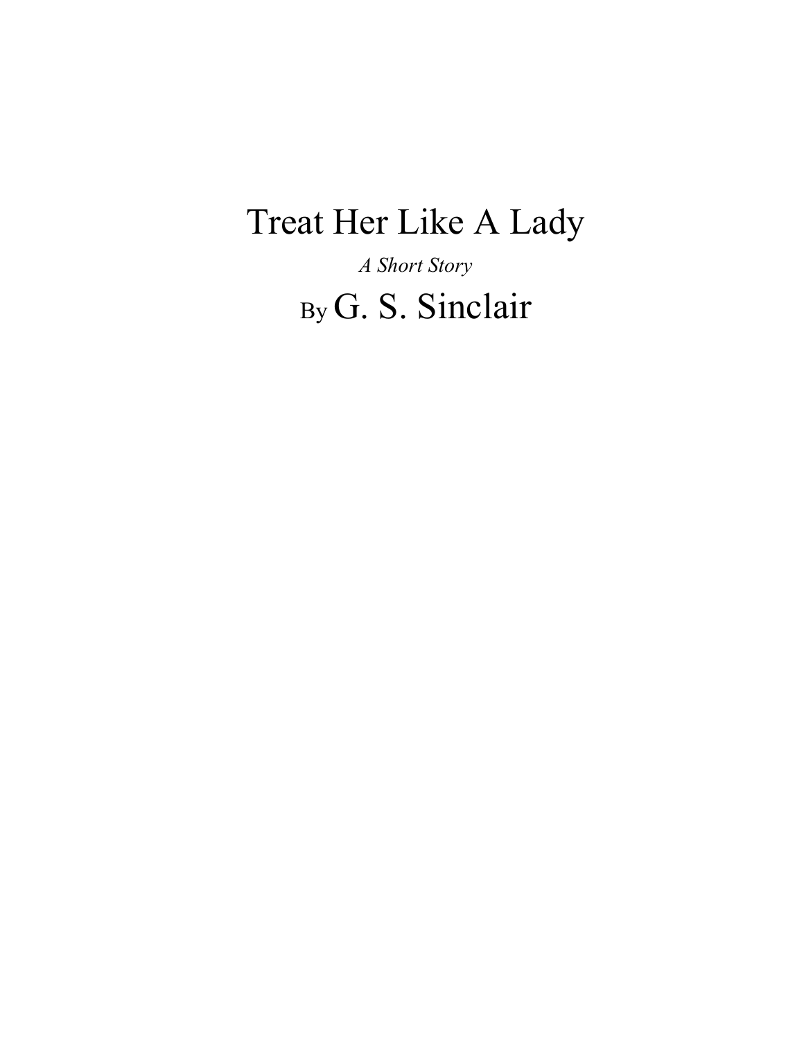# Treat Her Like A Lady

*A Short Story*

By G. S. Sinclair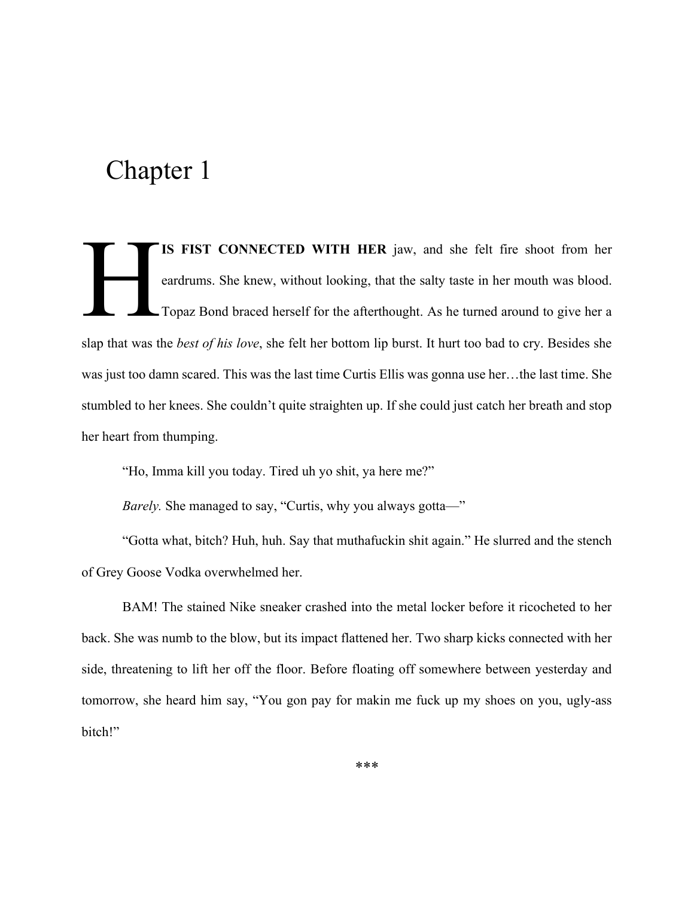# Chapter 1

**HIS FIST CONNECTED WITH HER** jaw, and she felt fire shoot from her eardrums. She knew, without looking, that the salty taste in her mouth was blood. Topaz Bond braced herself for the afterthought. As he turned around to give her a slap that was the *best of his love*, she felt her bottom lip burst. It hurt too bad to cry. Besides she was just too damn scared. This was the last time Curtis Ellis was gonna use her…the last time. She stumbled to her knees. She couldn't quite straighten up. If she could just catch her breath and stop her heart from thumping.

"Ho, Imma kill you today. Tired uh yo shit, ya here me?"

*Barely.* She managed to say, "Curtis, why you always gotta—"

"Gotta what, bitch? Huh, huh. Say that muthafuckin shit again." He slurred and the stench of Grey Goose Vodka overwhelmed her.

BAM! The stained Nike sneaker crashed into the metal locker before it ricocheted to her back. She was numb to the blow, but its impact flattened her. Two sharp kicks connected with her side, threatening to lift her off the floor. Before floating off somewhere between yesterday and tomorrow, she heard him say, "You gon pay for makin me fuck up my shoes on you, ugly-ass bitch!"

***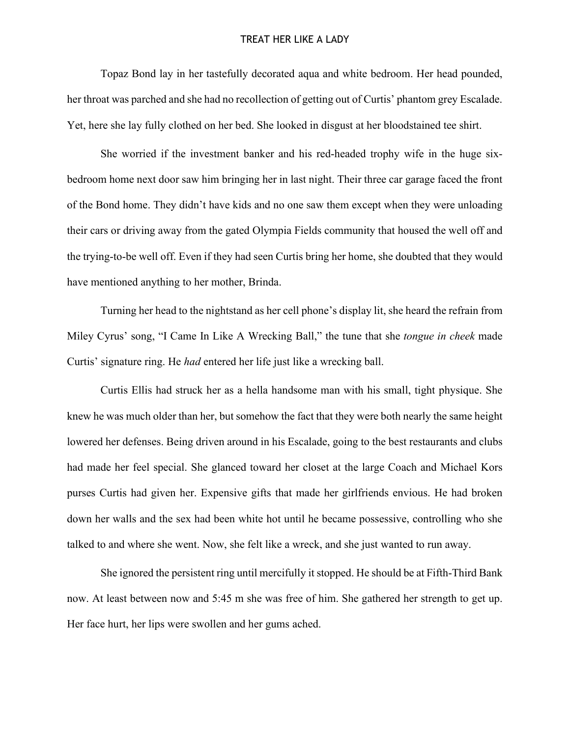Topaz Bond lay in her tastefully decorated aqua and white bedroom. Her head pounded, her throat was parched and she had no recollection of getting out of Curtis' phantom grey Escalade. Yet, here she lay fully clothed on her bed. She looked in disgust at her bloodstained tee shirt.

She worried if the investment banker and his red-headed trophy wife in the huge six-bedroom home next door saw him bringing her in last night. Their three car garage faced the front of the Bond home. They didn't have kids and no one saw them except when they were unloading their cars or driving away from the gated Olympia Fields community that housed the well off and the trying-to-be well off. Even if they had seen Curtis bring her home, she doubted that they would have mentioned anything to her mother, Brinda.

Turning her head to the nightstand as her cell phone's display lit, she heard the refrain from Miley Cyrus' song, "I Came In Like A Wrecking Ball," the tune that she *tongue in cheek* made Curtis' signature ring. He *had* entered her life just like a wrecking ball.

Curtis Ellis had struck her as a hella handsome man with his small, tight physique. She knew he was much older than her, but somehow the fact that they were both nearly the same height lowered her defenses. Being driven around in his Escalade, going to the best restaurants and clubs had made her feel special. She glanced toward her closet at the large Coach and Michael Kors purses Curtis had given her. Expensive gifts that made her girlfriends envious. He had broken down her walls and the sex had been white hot until he became possessive, controlling who she talked to and where she went. Now, she felt like a wreck, and she just wanted to run away.

She ignored the persistent ring until mercifully it stopped. He should be at Fifth-Third Bank now. At least between now and 5:45 m she was free of him. She gathered her strength to get up. Her face hurt, her lips were swollen and her gums ached.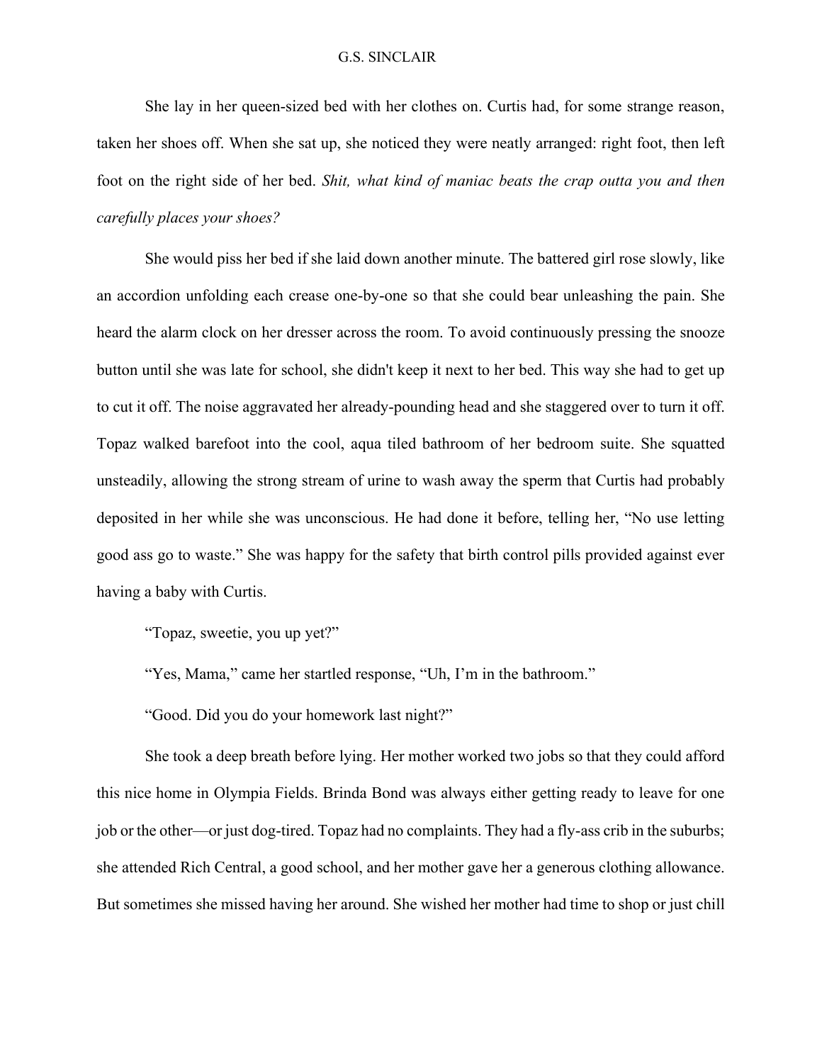She lay in her queen-sized bed with her clothes on. Curtis had, for some strange reason, taken her shoes off. When she sat up, she noticed they were neatly arranged: right foot, then left foot on the right side of her bed. *Shit, what kind of maniac beats the crap outta you and then carefully places your shoes?*

She would piss her bed if she laid down another minute. The battered girl rose slowly, like an accordion unfolding each crease one-by-one so that she could bear unleashing the pain. She heard the alarm clock on her dresser across the room. To avoid continuously pressing the snooze button until she was late for school, she didn't keep it next to her bed. This way she had to get up to cut it off. The noise aggravated her already-pounding head and she staggered over to turn it off. Topaz walked barefoot into the cool, aqua tiled bathroom of her bedroom suite. She squatted unsteadily, allowing the strong stream of urine to wash away the sperm that Curtis had probably deposited in her while she was unconscious. He had done it before, telling her, "No use letting good ass go to waste." She was happy for the safety that birth control pills provided against ever having a baby with Curtis.

"Topaz, sweetie, you up yet?"

"Yes, Mama," came her startled response, "Uh, I'm in the bathroom."

"Good. Did you do your homework last night?"

She took a deep breath before lying. Her mother worked two jobs so that they could afford this nice home in Olympia Fields. Brinda Bond was always either getting ready to leave for one job or the other—or just dog-tired. Topaz had no complaints. They had a fly-ass crib in the suburbs; she attended Rich Central, a good school, and her mother gave her a generous clothing allowance. But sometimes she missed having her around. She wished her mother had time to shop or just chill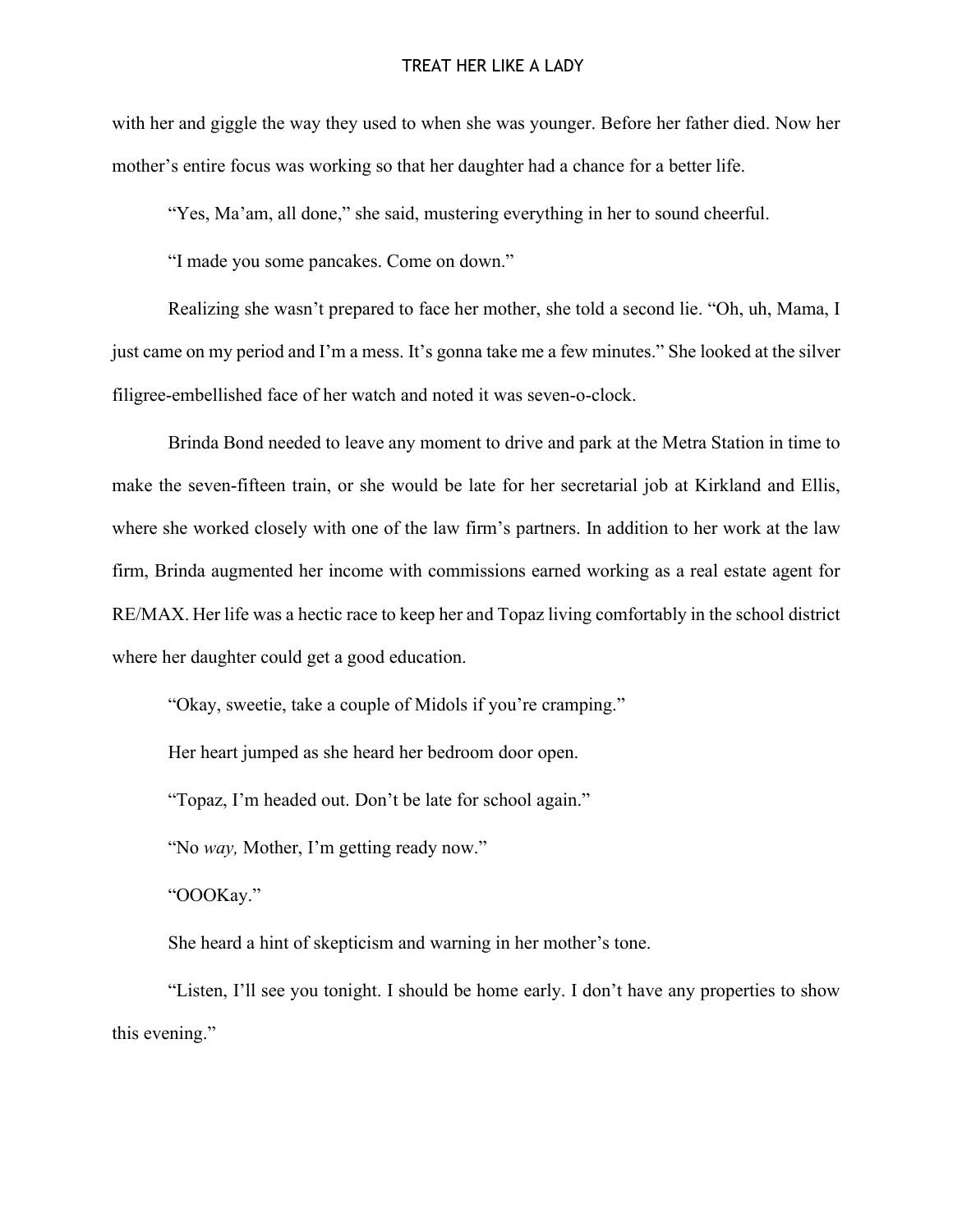with her and giggle the way they used to when she was younger. Before her father died. Now her mother's entire focus was working so that her daughter had a chance for a better life.

"Yes, Ma'am, all done," she said, mustering everything in her to sound cheerful.

"I made you some pancakes. Come on down."

Realizing she wasn't prepared to face her mother, she told a second lie. "Oh, uh, Mama, I just came on my period and I'm a mess. It's gonna take me a few minutes." She looked at the silver filigree-embellished face of her watch and noted it was seven-o-clock.

Brinda Bond needed to leave any moment to drive and park at the Metra Station in time to make the seven-fifteen train, or she would be late for her secretarial job at Kirkland and Ellis, where she worked closely with one of the law firm's partners. In addition to her work at the law firm, Brinda augmented her income with commissions earned working as a real estate agent for RE/MAX. Her life was a hectic race to keep her and Topaz living comfortably in the school district where her daughter could get a good education.

"Okay, sweetie, take a couple of Midols if you're cramping."

Her heart jumped as she heard her bedroom door open.

"Topaz, I'm headed out. Don't be late for school again."

"No *way,* Mother, I'm getting ready now."

"OOOKay."

She heard a hint of skepticism and warning in her mother's tone.

"Listen, I'll see you tonight. I should be home early. I don't have any properties to show this evening."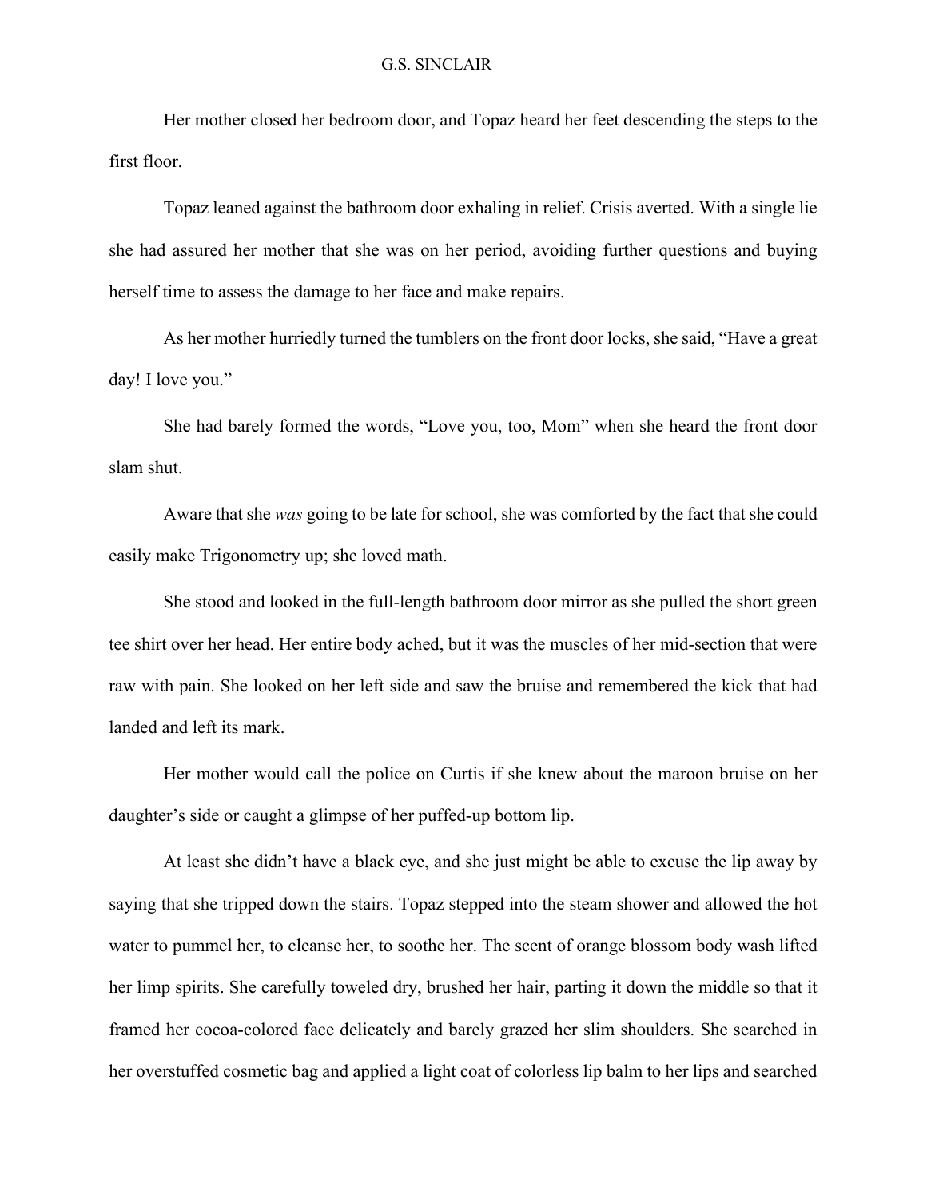Her mother closed her bedroom door, and Topaz heard her feet descending the steps to the first floor.

Topaz leaned against the bathroom door exhaling in relief. Crisis averted. With a single lie she had assured her mother that she was on her period, avoiding further questions and buying herself time to assess the damage to her face and make repairs.

As her mother hurriedly turned the tumblers on the front door locks, she said, "Have a great day! I love you."

She had barely formed the words, "Love you, too, Mom" when she heard the front door slam shut.

Aware that she *was* going to be late for school, she was comforted by the fact that she could easily make Trigonometry up; she loved math.

She stood and looked in the full-length bathroom door mirror as she pulled the short green tee shirt over her head. Her entire body ached, but it was the muscles of her mid-section that were raw with pain. She looked on her left side and saw the bruise and remembered the kick that had landed and left its mark.

Her mother would call the police on Curtis if she knew about the maroon bruise on her daughter's side or caught a glimpse of her puffed-up bottom lip.

At least she didn't have a black eye, and she just might be able to excuse the lip away by saying that she tripped down the stairs. Topaz stepped into the steam shower and allowed the hot water to pummel her, to cleanse her, to soothe her. The scent of orange blossom body wash lifted her limp spirits. She carefully toweled dry, brushed her hair, parting it down the middle so that it framed her cocoa-colored face delicately and barely grazed her slim shoulders. She searched in her overstuffed cosmetic bag and applied a light coat of colorless lip balm to her lips and searched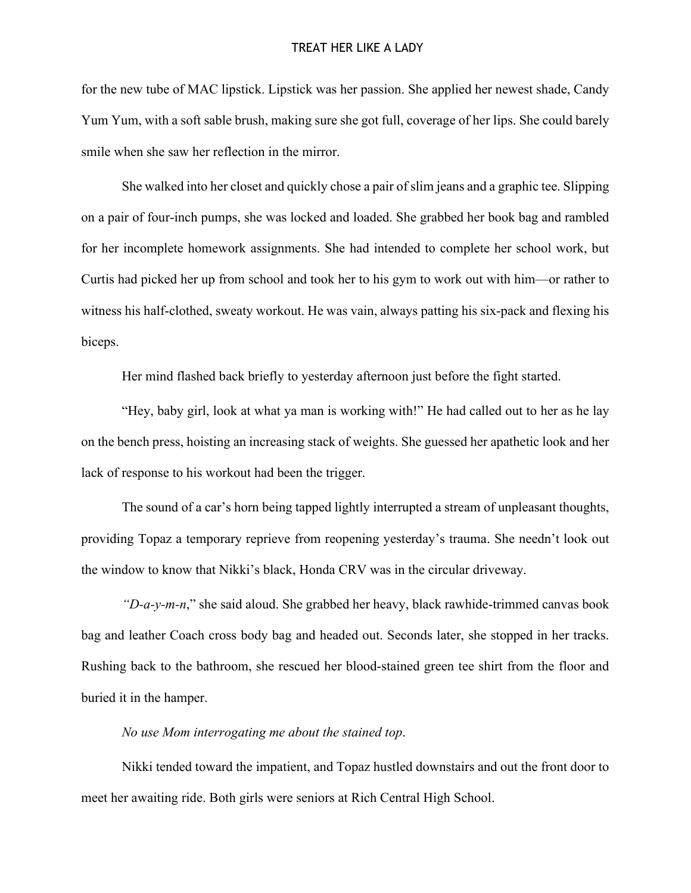for the new tube of MAC lipstick. Lipstick was her passion. She applied her newest shade, Candy Yum Yum, with a soft sable brush, making sure she got full, coverage of her lips. She could barely smile when she saw her reflection in the mirror.

She walked into her closet and quickly chose a pair of slim jeans and a graphic tee. Slipping on a pair of four-inch pumps, she was locked and loaded. She grabbed her book bag and rambled for her incomplete homework assignments. She had intended to complete her school work, but Curtis had picked her up from school and took her to his gym to work out with him—or rather to witness his half-clothed, sweaty workout. He was vain, always patting his six-pack and flexing his biceps.

Her mind flashed back briefly to yesterday afternoon just before the fight started.

"Hey, baby girl, look at what ya man is working with!" He had called out to her as he lay on the bench press, hoisting an increasing stack of weights. She guessed her apathetic look and her lack of response to his workout had been the trigger.

The sound of a car's horn being tapped lightly interrupted a stream of unpleasant thoughts, providing Topaz a temporary reprieve from reopening yesterday's trauma. She needn't look out the window to know that Nikki's black, Honda CRV was in the circular driveway.

*"D-a-y-m-n*," she said aloud. She grabbed her heavy, black rawhide-trimmed canvas book bag and leather Coach cross body bag and headed out. Seconds later, she stopped in her tracks. Rushing back to the bathroom, she rescued her blood-stained green tee shirt from the floor and buried it in the hamper.

*No use Mom interrogating me about the stained top*.

Nikki tended toward the impatient, and Topaz hustled downstairs and out the front door to meet her awaiting ride. Both girls were seniors at Rich Central High School.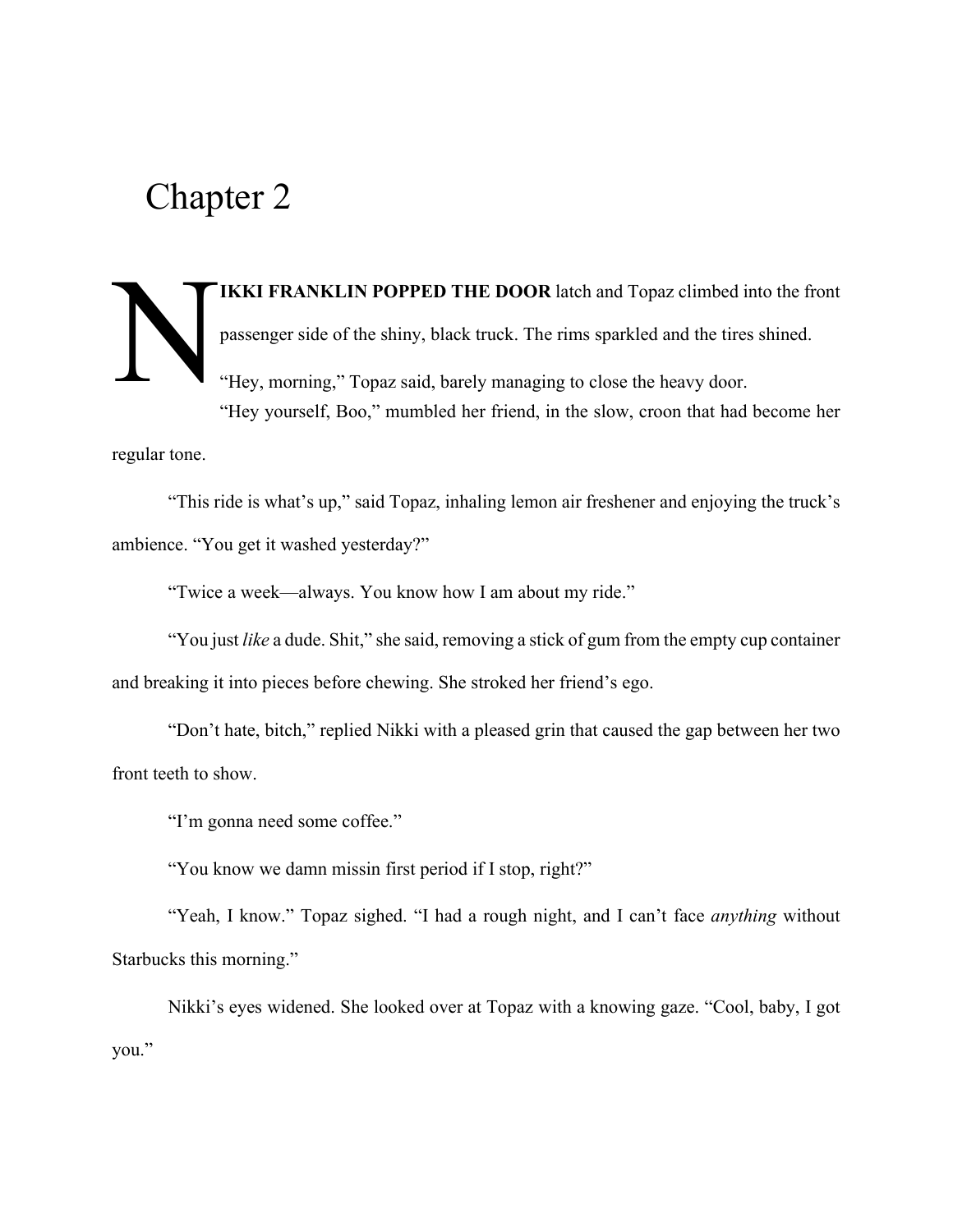# Chapter 2

**NIKKI FRANKLIN POPPED THE DOOR** latch and Topaz climbed into the front passenger side of the shiny, black truck. The rims sparkled and the tires shined.

"Hey, morning," Topaz said, barely managing to close the heavy door.

"Hey yourself, Boo," mumbled her friend, in the slow, croon that had become her regular tone.

"This ride is what's up," said Topaz, inhaling lemon air freshener and enjoying the truck's ambience. "You get it washed yesterday?"

"Twice a week—always. You know how I am about my ride."

"You just *like* a dude. Shit," she said, removing a stick of gum from the empty cup container and breaking it into pieces before chewing. She stroked her friend's ego.

"Don't hate, bitch," replied Nikki with a pleased grin that caused the gap between her two front teeth to show.

"I'm gonna need some coffee."

"You know we damn missin first period if I stop, right?"

"Yeah, I know." Topaz sighed. "I had a rough night, and I can't face *anything* without Starbucks this morning."

Nikki's eyes widened. She looked over at Topaz with a knowing gaze. "Cool, baby, I got you."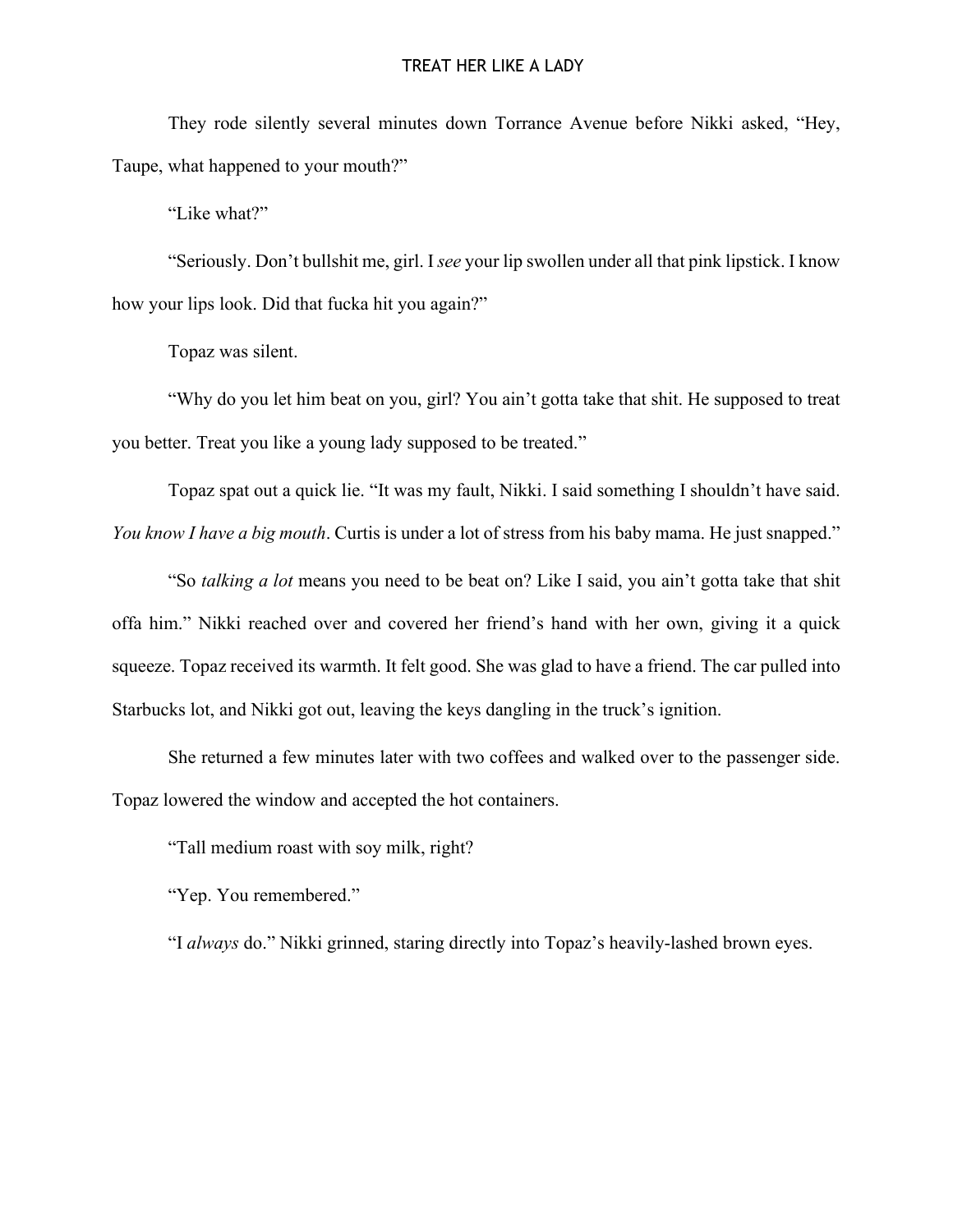They rode silently several minutes down Torrance Avenue before Nikki asked, "Hey, Taupe, what happened to your mouth?"

"Like what?"

"Seriously. Don't bullshit me, girl. I *see* your lip swollen under all that pink lipstick. I know how your lips look. Did that fucka hit you again?"

Topaz was silent.

"Why do you let him beat on you, girl? You ain't gotta take that shit. He supposed to treat you better. Treat you like a young lady supposed to be treated."

Topaz spat out a quick lie. "It was my fault, Nikki. I said something I shouldn't have said. *You know I have a big mouth*. Curtis is under a lot of stress from his baby mama. He just snapped."

"So *talking a lot* means you need to be beat on? Like I said, you ain't gotta take that shit offa him." Nikki reached over and covered her friend's hand with her own, giving it a quick squeeze. Topaz received its warmth. It felt good. She was glad to have a friend. The car pulled into Starbucks lot, and Nikki got out, leaving the keys dangling in the truck's ignition.

She returned a few minutes later with two coffees and walked over to the passenger side. Topaz lowered the window and accepted the hot containers.

"Tall medium roast with soy milk, right?

"Yep. You remembered."

"I *always* do." Nikki grinned, staring directly into Topaz's heavily-lashed brown eyes.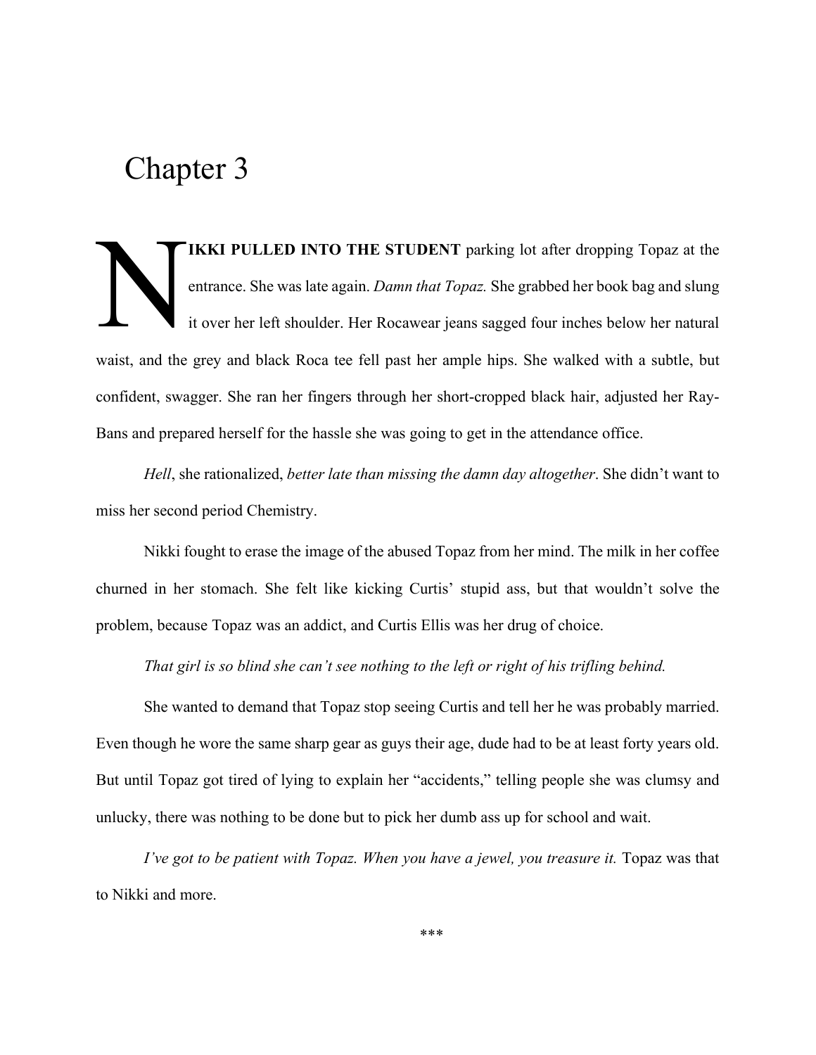# Chapter 3

**NIKKI PULLED INTO THE STUDENT** parking lot after dropping Topaz at the entrance. She was late again. *Damn that Topaz.* She grabbed her book bag and slung it over her left shoulder. Her Rocawear jeans sagged four inches below her natural waist, and the grey and black Roca tee fell past her ample hips. She walked with a subtle, but confident, swagger. She ran her fingers through her short-cropped black hair, adjusted her Ray-Bans and prepared herself for the hassle she was going to get in the attendance office.

*Hell*, she rationalized, *better late than missing the damn day altogether*. She didn't want to miss her second period Chemistry.

Nikki fought to erase the image of the abused Topaz from her mind. The milk in her coffee churned in her stomach. She felt like kicking Curtis' stupid ass, but that wouldn't solve the problem, because Topaz was an addict, and Curtis Ellis was her drug of choice.

*That girl is so blind she can't see nothing to the left or right of his trifling behind.*

She wanted to demand that Topaz stop seeing Curtis and tell her he was probably married. Even though he wore the same sharp gear as guys their age, dude had to be at least forty years old. But until Topaz got tired of lying to explain her "accidents," telling people she was clumsy and unlucky, there was nothing to be done but to pick her dumb ass up for school and wait.

*I've got to be patient with Topaz. When you have a jewel, you treasure it.* Topaz was that to Nikki and more.

***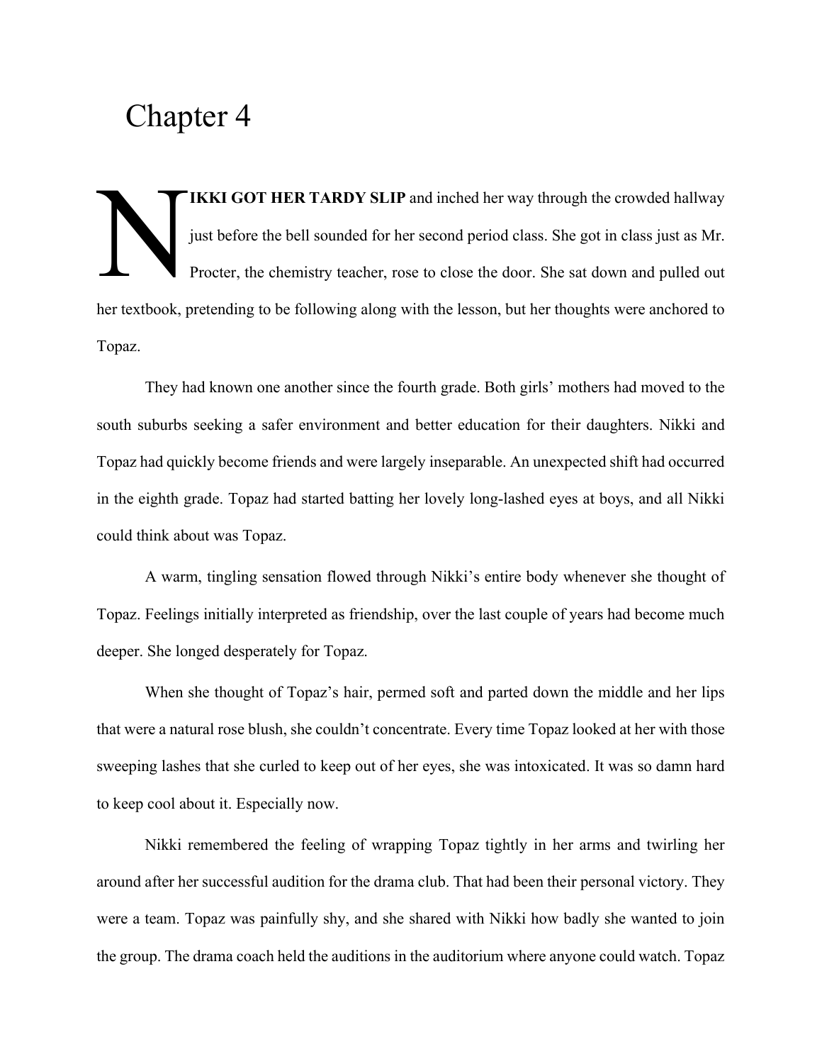# Chapter 4

**NIKKI GOT HER TARDY SLIP** and inched her way through the crowded hallway just before the bell sounded for her second period class. She got in class just as Mr. Procter, the chemistry teacher, rose to close the door. She sat down and pulled out her textbook, pretending to be following along with the lesson, but her thoughts were anchored to Topaz.

They had known one another since the fourth grade. Both girls' mothers had moved to the south suburbs seeking a safer environment and better education for their daughters. Nikki and Topaz had quickly become friends and were largely inseparable. An unexpected shift had occurred in the eighth grade. Topaz had started batting her lovely long-lashed eyes at boys, and all Nikki could think about was Topaz.

A warm, tingling sensation flowed through Nikki's entire body whenever she thought of Topaz. Feelings initially interpreted as friendship, over the last couple of years had become much deeper. She longed desperately for Topaz.

When she thought of Topaz's hair, permed soft and parted down the middle and her lips that were a natural rose blush, she couldn't concentrate. Every time Topaz looked at her with those sweeping lashes that she curled to keep out of her eyes, she was intoxicated. It was so damn hard to keep cool about it. Especially now.

Nikki remembered the feeling of wrapping Topaz tightly in her arms and twirling her around after her successful audition for the drama club. That had been their personal victory. They were a team. Topaz was painfully shy, and she shared with Nikki how badly she wanted to join the group. The drama coach held the auditions in the auditorium where anyone could watch. Topaz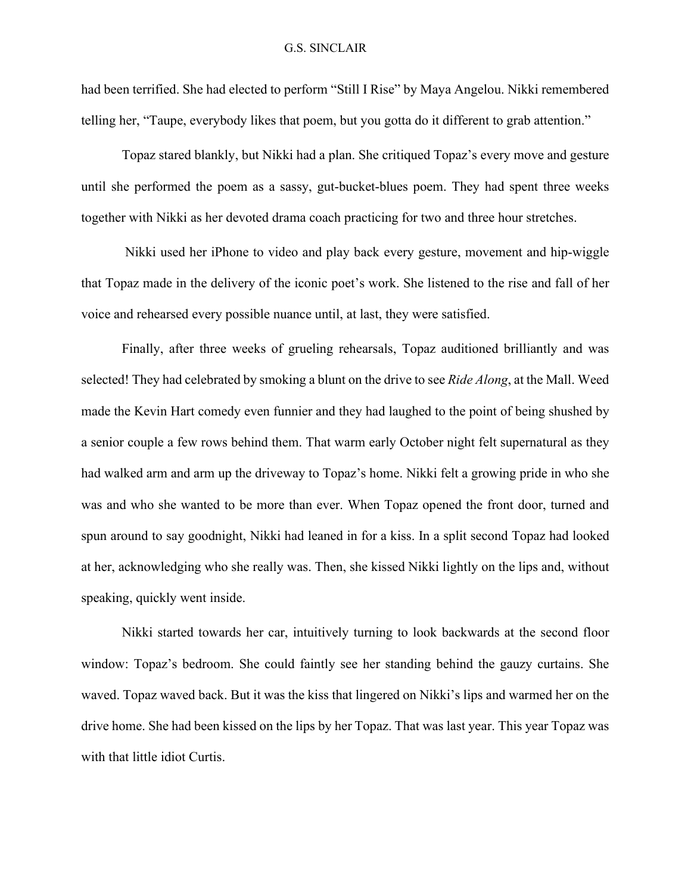had been terrified. She had elected to perform "Still I Rise" by Maya Angelou. Nikki remembered telling her, "Taupe, everybody likes that poem, but you gotta do it different to grab attention."

Topaz stared blankly, but Nikki had a plan. She critiqued Topaz's every move and gesture until she performed the poem as a sassy, gut-bucket-blues poem. They had spent three weeks together with Nikki as her devoted drama coach practicing for two and three hour stretches.

Nikki used her iPhone to video and play back every gesture, movement and hip-wiggle that Topaz made in the delivery of the iconic poet's work. She listened to the rise and fall of her voice and rehearsed every possible nuance until, at last, they were satisfied.

Finally, after three weeks of grueling rehearsals, Topaz auditioned brilliantly and was selected! They had celebrated by smoking a blunt on the drive to see *Ride Along*, at the Mall. Weed made the Kevin Hart comedy even funnier and they had laughed to the point of being shushed by a senior couple a few rows behind them. That warm early October night felt supernatural as they had walked arm and arm up the driveway to Topaz's home. Nikki felt a growing pride in who she was and who she wanted to be more than ever. When Topaz opened the front door, turned and spun around to say goodnight, Nikki had leaned in for a kiss. In a split second Topaz had looked at her, acknowledging who she really was. Then, she kissed Nikki lightly on the lips and, without speaking, quickly went inside.

Nikki started towards her car, intuitively turning to look backwards at the second floor window: Topaz's bedroom. She could faintly see her standing behind the gauzy curtains. She waved. Topaz waved back. But it was the kiss that lingered on Nikki's lips and warmed her on the drive home. She had been kissed on the lips by her Topaz. That was last year. This year Topaz was with that little idiot Curtis.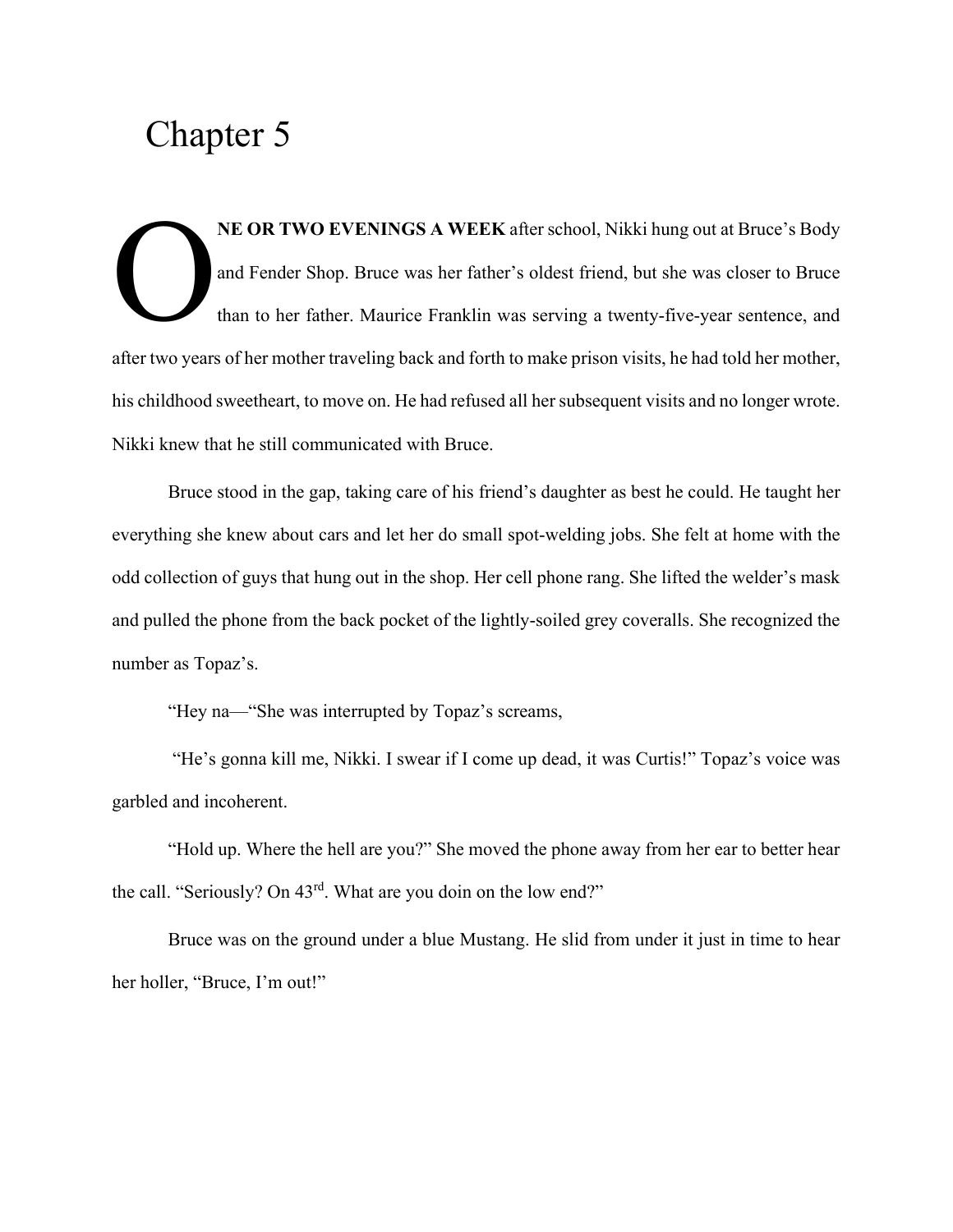# Chapter 5

O**NE OR TWO EVENINGS A WEEK** after school, Nikki hung out at Bruce's Body and Fender Shop. Bruce was her father's oldest friend, but she was closer to Bruce than to her father. Maurice Franklin was serving a twenty-five-year sentence, and after two years of her mother traveling back and forth to make prison visits, he had told her mother, his childhood sweetheart, to move on. He had refused all her subsequent visits and no longer wrote. Nikki knew that he still communicated with Bruce.

Bruce stood in the gap, taking care of his friend's daughter as best he could. He taught her everything she knew about cars and let her do small spot-welding jobs. She felt at home with the odd collection of guys that hung out in the shop. Her cell phone rang. She lifted the welder's mask and pulled the phone from the back pocket of the lightly-soiled grey coveralls. She recognized the number as Topaz's.

"Hey na—"She was interrupted by Topaz's screams,

"He's gonna kill me, Nikki. I swear if I come up dead, it was Curtis!" Topaz's voice was garbled and incoherent.

"Hold up. Where the hell are you?" She moved the phone away from her ear to better hear the call. "Seriously? On 43rd. What are you doin on the low end?"

Bruce was on the ground under a blue Mustang. He slid from under it just in time to hear her holler, "Bruce, I'm out!"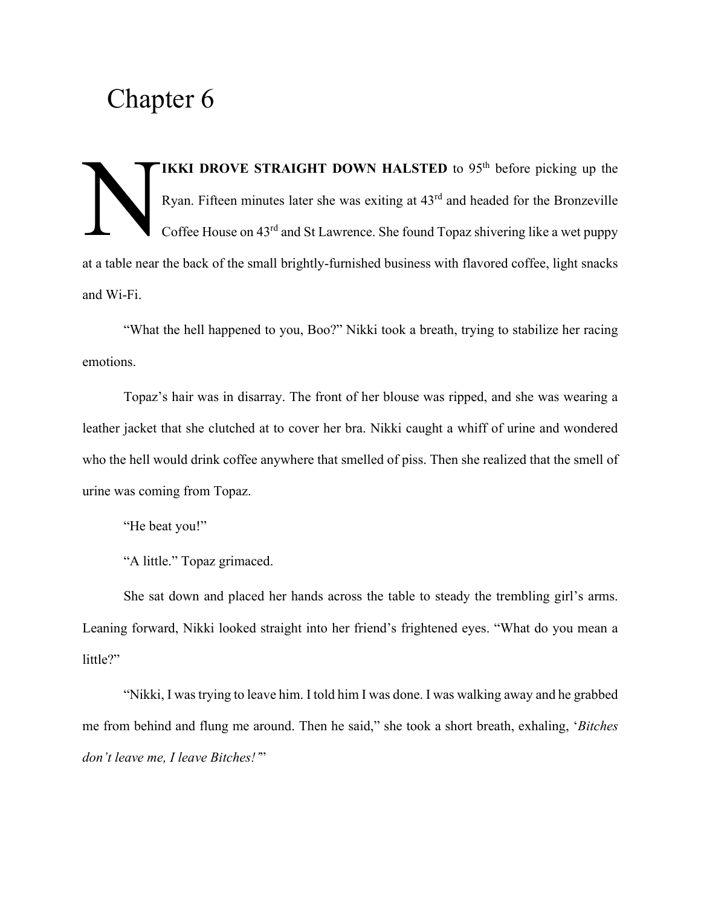# Chapter 6

**NIKKI DROVE STRAIGHT DOWN HALSTED** to 95th before picking up the Ryan. Fifteen minutes later she was exiting at 43rd and headed for the Bronzeville Coffee House on 43rd and St Lawrence. She found Topaz shivering like a wet puppy at a table near the back of the small brightly-furnished business with flavored coffee, light snacks and Wi-Fi.

"What the hell happened to you, Boo?" Nikki took a breath, trying to stabilize her racing emotions.

Topaz's hair was in disarray. The front of her blouse was ripped, and she was wearing a leather jacket that she clutched at to cover her bra. Nikki caught a whiff of urine and wondered who the hell would drink coffee anywhere that smelled of piss. Then she realized that the smell of urine was coming from Topaz.

"He beat you!"

"A little." Topaz grimaced.

She sat down and placed her hands across the table to steady the trembling girl's arms. Leaning forward, Nikki looked straight into her friend's frightened eyes. "What do you mean a little?"

"Nikki, I was trying to leave him. I told him I was done. I was walking away and he grabbed me from behind and flung me around. Then he said," she took a short breath, exhaling, '*Bitches don't leave me, I leave Bitches!*'"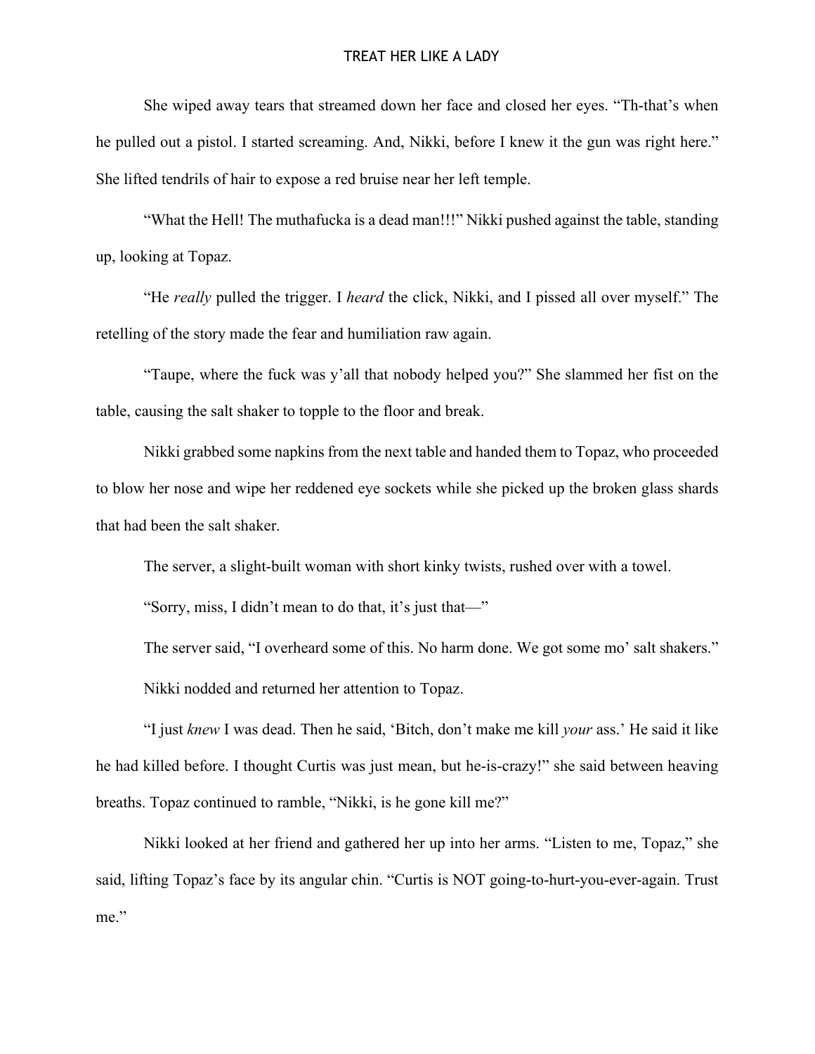She wiped away tears that streamed down her face and closed her eyes. "Th-that's when he pulled out a pistol. I started screaming. And, Nikki, before I knew it the gun was right here." She lifted tendrils of hair to expose a red bruise near her left temple.

"What the Hell! The muthafucka is a dead man!!!" Nikki pushed against the table, standing up, looking at Topaz.

"He *really* pulled the trigger. I *heard* the click, Nikki, and I pissed all over myself." The retelling of the story made the fear and humiliation raw again.

"Taupe, where the fuck was y'all that nobody helped you?" She slammed her fist on the table, causing the salt shaker to topple to the floor and break.

Nikki grabbed some napkins from the next table and handed them to Topaz, who proceeded to blow her nose and wipe her reddened eye sockets while she picked up the broken glass shards that had been the salt shaker.

The server, a slight-built woman with short kinky twists, rushed over with a towel.

"Sorry, miss, I didn't mean to do that, it's just that—"

The server said, "I overheard some of this. No harm done. We got some mo' salt shakers."

Nikki nodded and returned her attention to Topaz.

"I just *knew* I was dead. Then he said, 'Bitch, don't make me kill *your* ass.' He said it like he had killed before. I thought Curtis was just mean, but he-is-crazy!" she said between heaving breaths. Topaz continued to ramble, "Nikki, is he gone kill me?"

Nikki looked at her friend and gathered her up into her arms. "Listen to me, Topaz," she said, lifting Topaz's face by its angular chin. "Curtis is NOT going-to-hurt-you-ever-again. Trust me."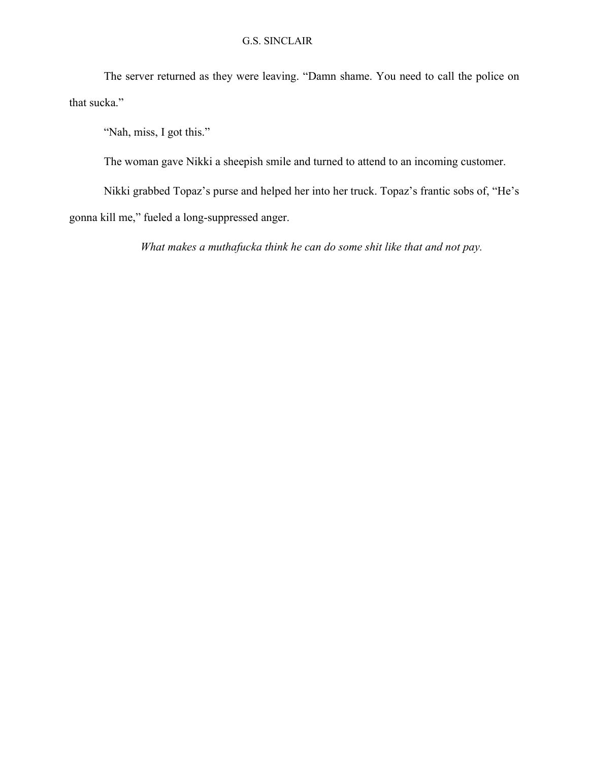The server returned as they were leaving. "Damn shame. You need to call the police on that sucka."

"Nah, miss, I got this."

The woman gave Nikki a sheepish smile and turned to attend to an incoming customer.

Nikki grabbed Topaz's purse and helped her into her truck. Topaz's frantic sobs of, "He's gonna kill me," fueled a long-suppressed anger.

*What makes a muthafucka think he can do some shit like that and not pay.*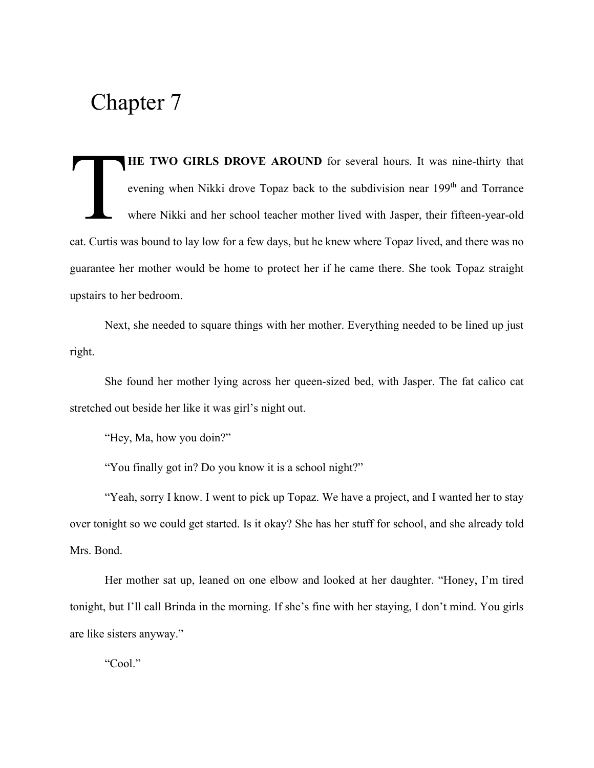# Chapter 7

**THE TWO GIRLS DROVE AROUND** for several hours. It was nine-thirty that evening when Nikki drove Topaz back to the subdivision near 199th and Torrance where Nikki and her school teacher mother lived with Jasper, their fifteen-year-old cat. Curtis was bound to lay low for a few days, but he knew where Topaz lived, and there was no guarantee her mother would be home to protect her if he came there. She took Topaz straight upstairs to her bedroom.

Next, she needed to square things with her mother. Everything needed to be lined up just right.

She found her mother lying across her queen-sized bed, with Jasper. The fat calico cat stretched out beside her like it was girl's night out.

"Hey, Ma, how you doin?"

"You finally got in? Do you know it is a school night?"

"Yeah, sorry I know. I went to pick up Topaz. We have a project, and I wanted her to stay over tonight so we could get started. Is it okay? She has her stuff for school, and she already told Mrs. Bond.

Her mother sat up, leaned on one elbow and looked at her daughter. "Honey, I'm tired tonight, but I'll call Brinda in the morning. If she's fine with her staying, I don't mind. You girls are like sisters anyway."

"Cool."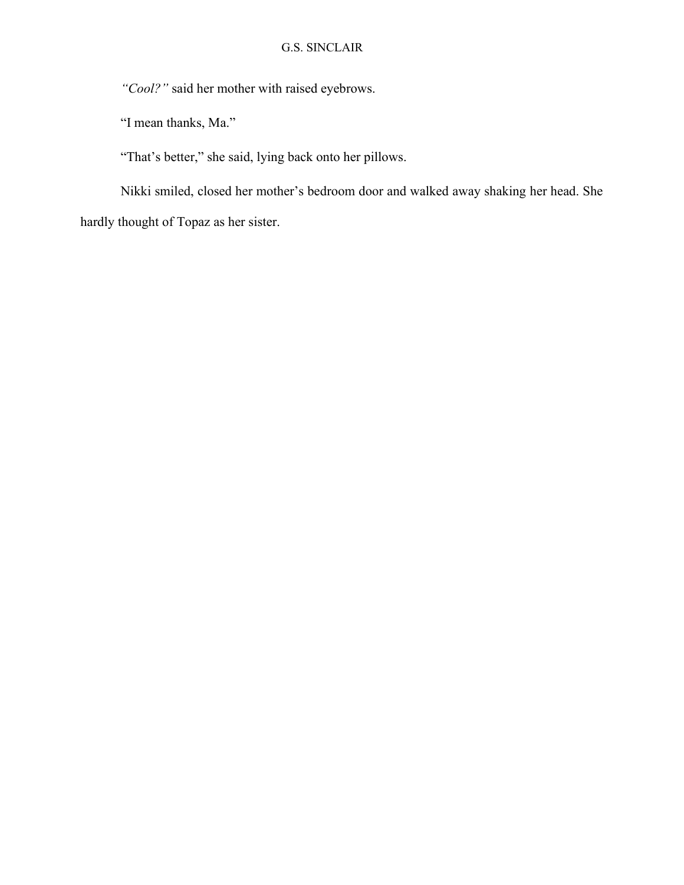*"Cool?"* said her mother with raised eyebrows.

"I mean thanks, Ma."

"That's better," she said, lying back onto her pillows.

Nikki smiled, closed her mother's bedroom door and walked away shaking her head. She hardly thought of Topaz as her sister.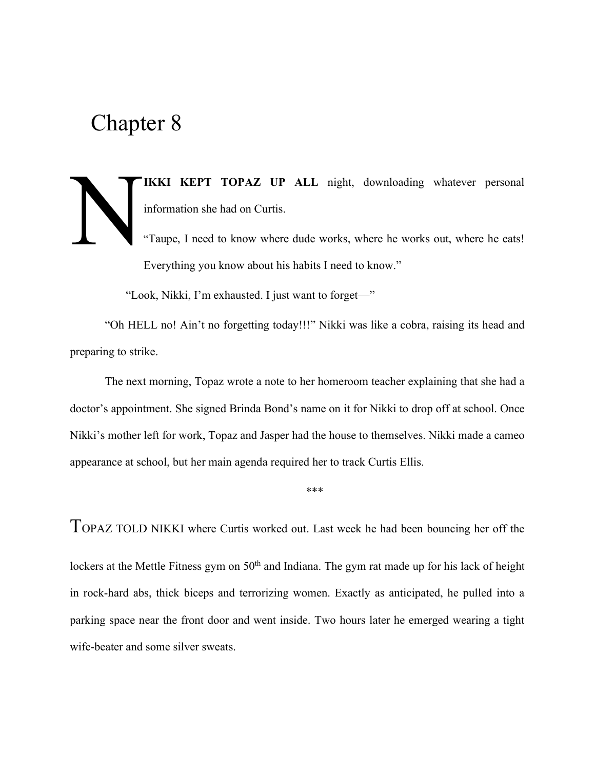# Chapter 8

**NIKKI KEPT TOPAZ UP ALL** night, downloading whatever personal information she had on Curtis.

"Taupe, I need to know where dude works, where he works out, where he eats! Everything you know about his habits I need to know."

"Look, Nikki, I'm exhausted. I just want to forget—"

"Oh HELL no! Ain't no forgetting today!!!" Nikki was like a cobra, raising its head and preparing to strike.

The next morning, Topaz wrote a note to her homeroom teacher explaining that she had a doctor's appointment. She signed Brinda Bond's name on it for Nikki to drop off at school. Once Nikki's mother left for work, Topaz and Jasper had the house to themselves. Nikki made a cameo appearance at school, but her main agenda required her to track Curtis Ellis.

\*\*\*

TOPAZ TOLD NIKKI where Curtis worked out. Last week he had been bouncing her off the lockers at the Mettle Fitness gym on 50th and Indiana. The gym rat made up for his lack of height in rock-hard abs, thick biceps and terrorizing women. Exactly as anticipated, he pulled into a parking space near the front door and went inside. Two hours later he emerged wearing a tight wife-beater and some silver sweats.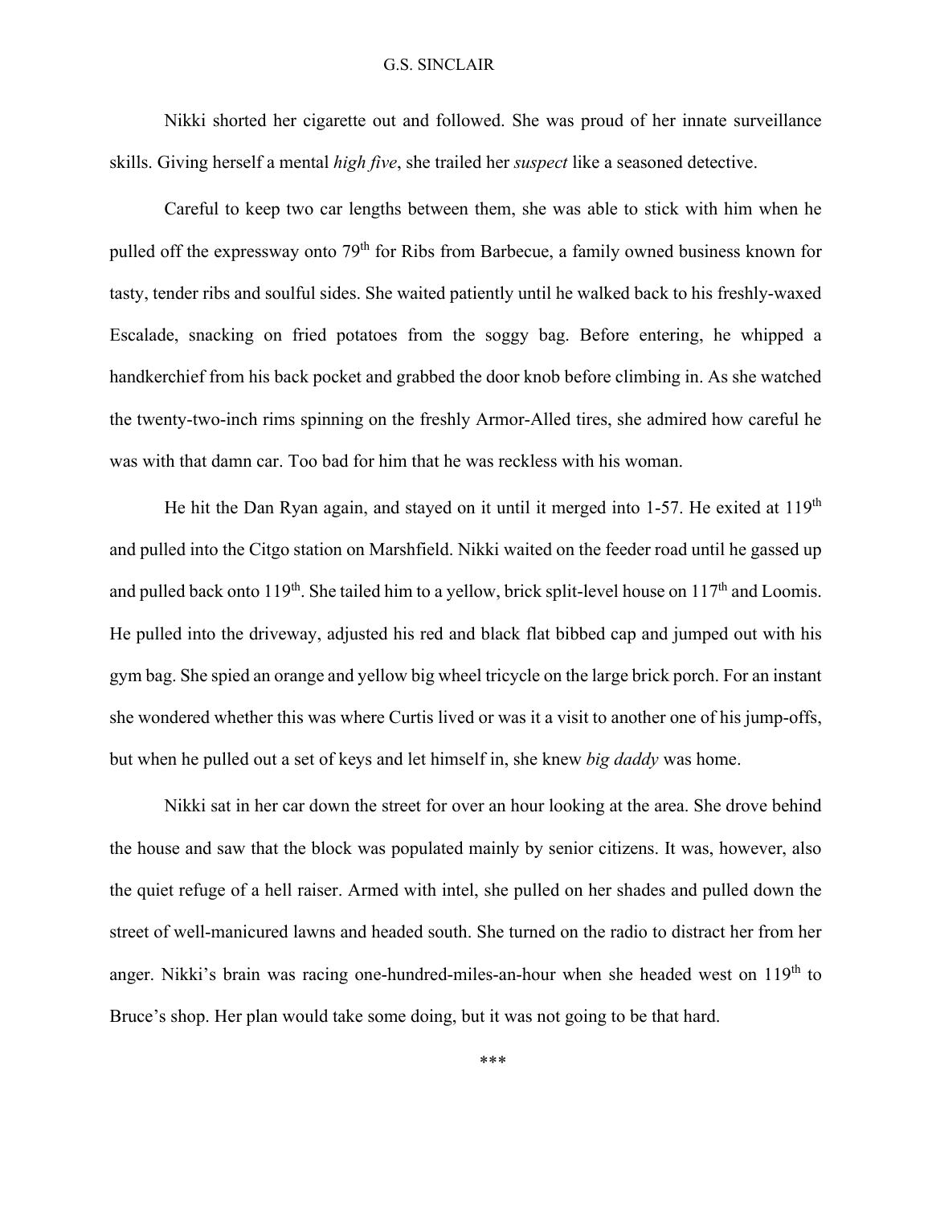Nikki shorted her cigarette out and followed. She was proud of her innate surveillance skills. Giving herself a mental *high five*, she trailed her *suspect* like a seasoned detective.

Careful to keep two car lengths between them, she was able to stick with him when he pulled off the expressway onto 79th for Ribs from Barbecue, a family owned business known for tasty, tender ribs and soulful sides. She waited patiently until he walked back to his freshly-waxed Escalade, snacking on fried potatoes from the soggy bag. Before entering, he whipped a handkerchief from his back pocket and grabbed the door knob before climbing in. As she watched the twenty-two-inch rims spinning on the freshly Armor-Alled tires, she admired how careful he was with that damn car. Too bad for him that he was reckless with his woman.

He hit the Dan Ryan again, and stayed on it until it merged into 1-57. He exited at 119th and pulled into the Citgo station on Marshfield. Nikki waited on the feeder road until he gassed up and pulled back onto 119th. She tailed him to a yellow, brick split-level house on 117th and Loomis. He pulled into the driveway, adjusted his red and black flat bibbed cap and jumped out with his gym bag. She spied an orange and yellow big wheel tricycle on the large brick porch. For an instant she wondered whether this was where Curtis lived or was it a visit to another one of his jump-offs, but when he pulled out a set of keys and let himself in, she knew *big daddy* was home.

Nikki sat in her car down the street for over an hour looking at the area. She drove behind the house and saw that the block was populated mainly by senior citizens. It was, however, also the quiet refuge of a hell raiser. Armed with intel, she pulled on her shades and pulled down the street of well-manicured lawns and headed south. She turned on the radio to distract her from her anger. Nikki's brain was racing one-hundred-miles-an-hour when she headed west on 119th to Bruce's shop. Her plan would take some doing, but it was not going to be that hard.

\*\*\*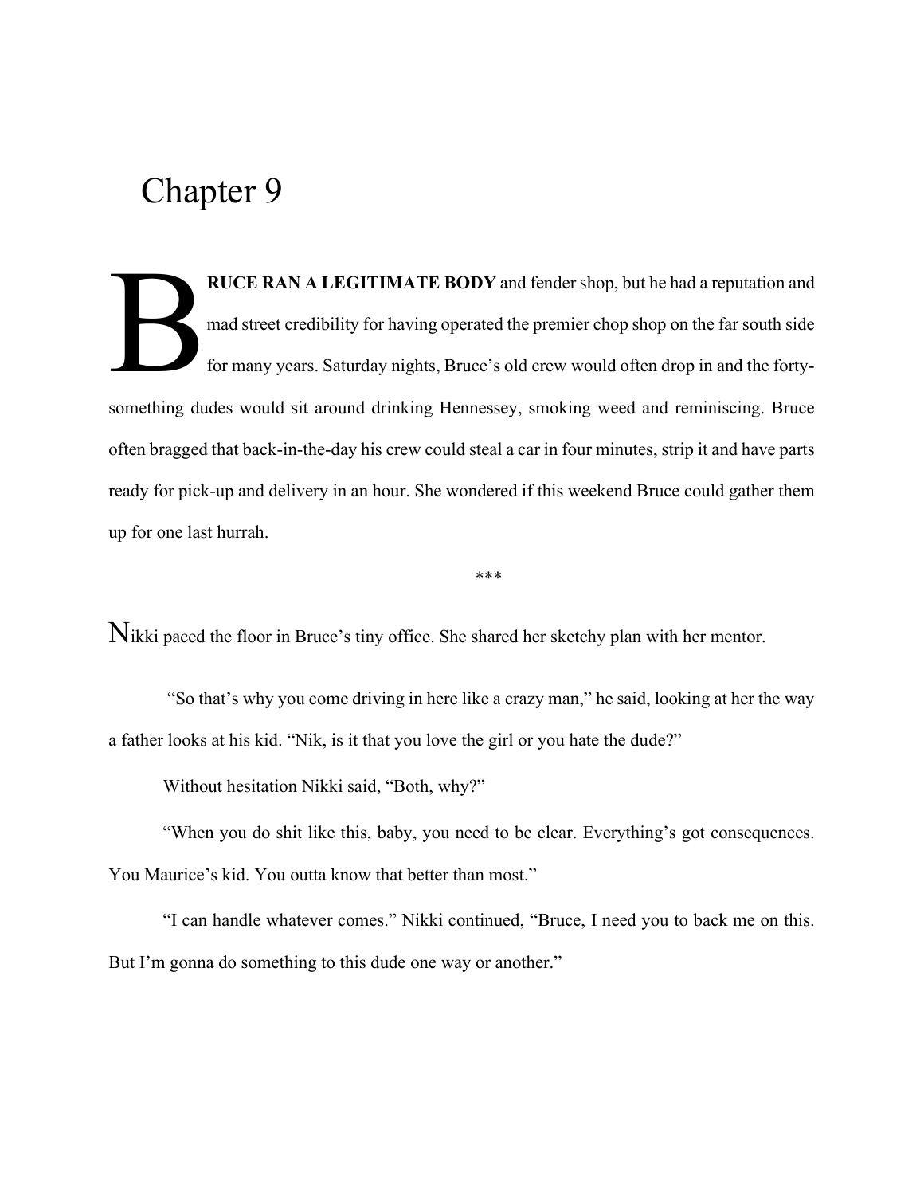# Chapter 9

**BRUCE RAN A LEGITIMATE BODY** and fender shop, but he had a reputation and mad street credibility for having operated the premier chop shop on the far south side for many years. Saturday nights, Bruce's old crew would often drop in and the forty-something dudes would sit around drinking Hennessey, smoking weed and reminiscing. Bruce often bragged that back-in-the-day his crew could steal a car in four minutes, strip it and have parts ready for pick-up and delivery in an hour. She wondered if this weekend Bruce could gather them up for one last hurrah.

***

Nikki paced the floor in Bruce's tiny office. She shared her sketchy plan with her mentor.

"So that's why you come driving in here like a crazy man," he said, looking at her the way a father looks at his kid. "Nik, is it that you love the girl or you hate the dude?"

Without hesitation Nikki said, "Both, why?"

"When you do shit like this, baby, you need to be clear. Everything's got consequences. You Maurice's kid. You outta know that better than most."

"I can handle whatever comes." Nikki continued, "Bruce, I need you to back me on this. But I'm gonna do something to this dude one way or another."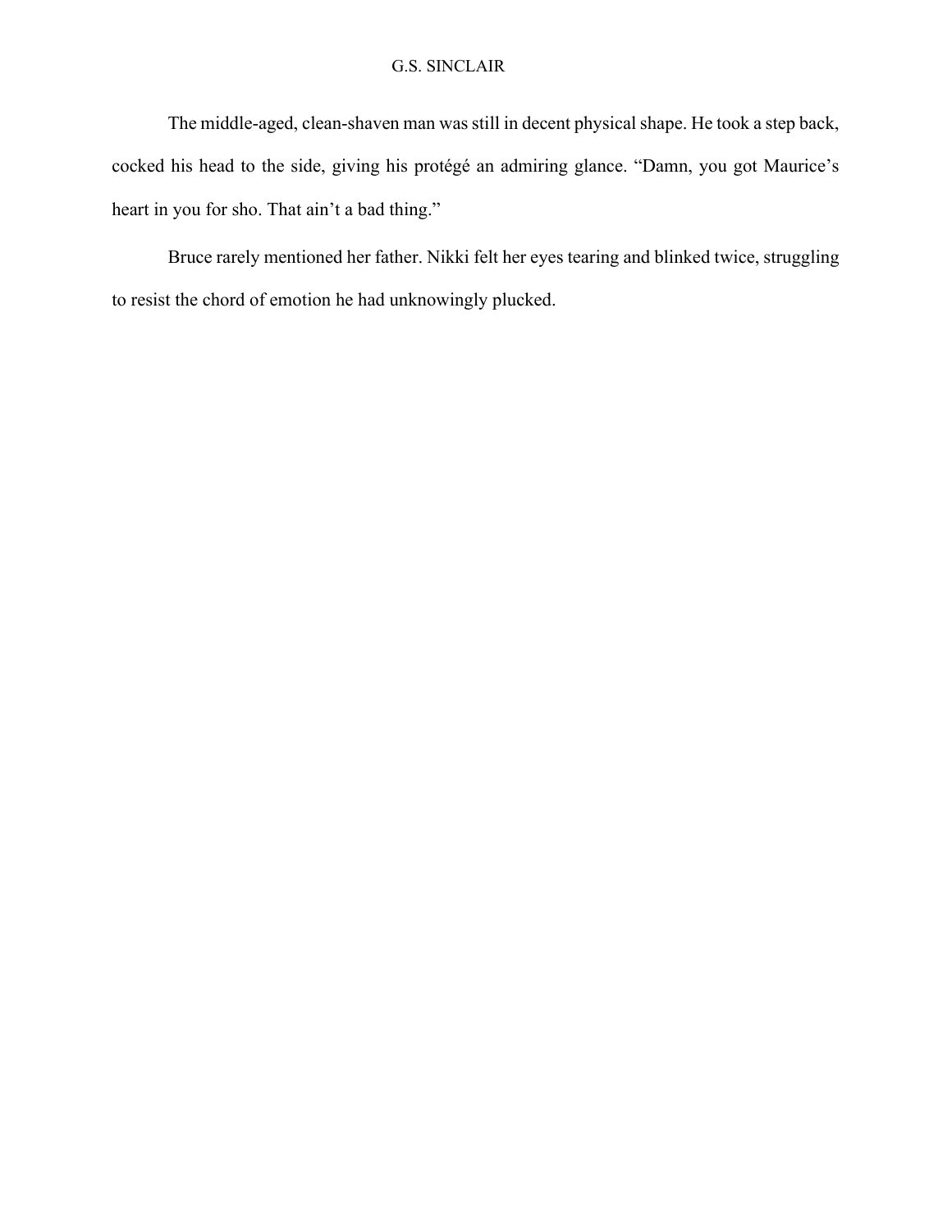The middle-aged, clean-shaven man was still in decent physical shape. He took a step back, cocked his head to the side, giving his protégé an admiring glance. “Damn, you got Maurice’s heart in you for sho. That ain’t a bad thing.”

Bruce rarely mentioned her father. Nikki felt her eyes tearing and blinked twice, struggling to resist the chord of emotion he had unknowingly plucked.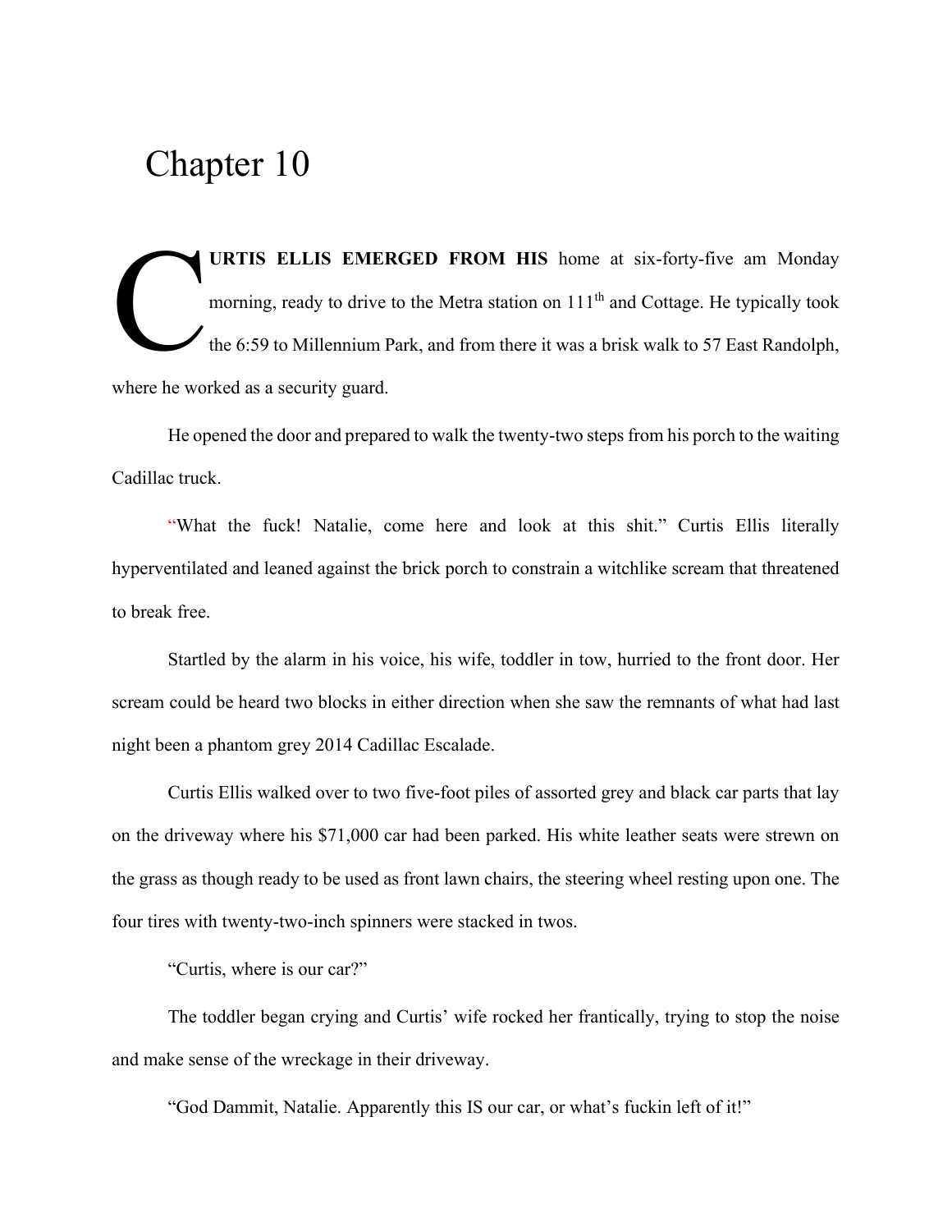# Chapter 10

**CURTIS ELLIS EMERGED FROM HIS** home at six-forty-five am Monday morning, ready to drive to the Metra station on 111th and Cottage. He typically took the 6:59 to Millennium Park, and from there it was a brisk walk to 57 East Randolph, where he worked as a security guard.

He opened the door and prepared to walk the twenty-two steps from his porch to the waiting Cadillac truck.

"What the fuck! Natalie, come here and look at this shit." Curtis Ellis literally hyperventilated and leaned against the brick porch to constrain a witchlike scream that threatened to break free.

Startled by the alarm in his voice, his wife, toddler in tow, hurried to the front door. Her scream could be heard two blocks in either direction when she saw the remnants of what had last night been a phantom grey 2014 Cadillac Escalade.

Curtis Ellis walked over to two five-foot piles of assorted grey and black car parts that lay on the driveway where his $71,000 car had been parked. His white leather seats were strewn on the grass as though ready to be used as front lawn chairs, the steering wheel resting upon one. The four tires with twenty-two-inch spinners were stacked in twos.

"Curtis, where is our car?"

The toddler began crying and Curtis' wife rocked her frantically, trying to stop the noise and make sense of the wreckage in their driveway.

"God Dammit, Natalie. Apparently this IS our car, or what's fuckin left of it!"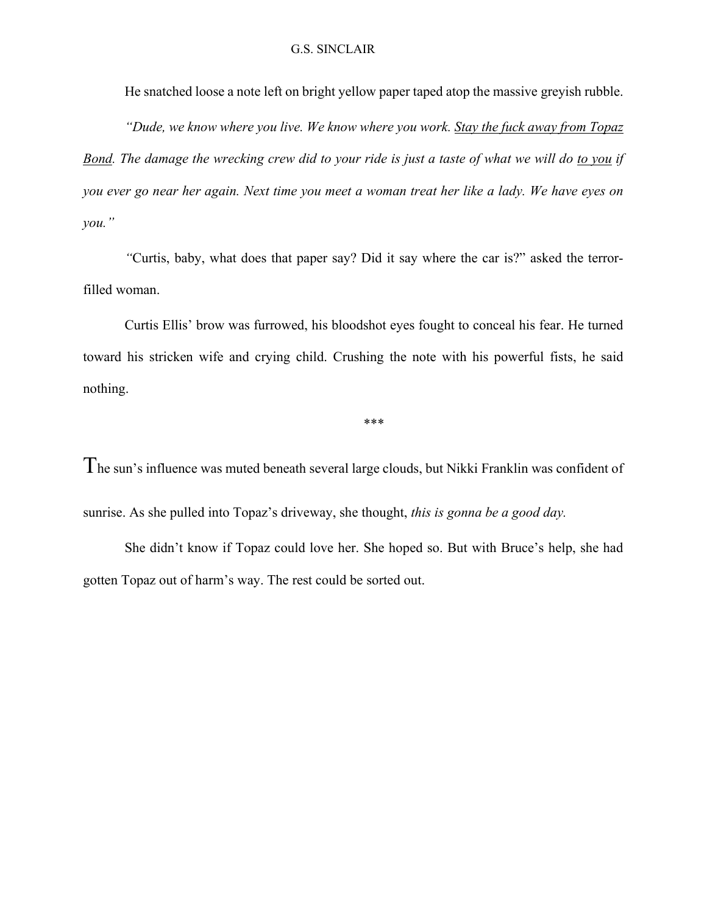He snatched loose a note left on bright yellow paper taped atop the massive greyish rubble.

*"Dude, we know where you live. We know where you work.* <u>*Stay the fuck away from Topaz Bond*</u>*. The damage the wrecking crew did to your ride is just a taste of what we will do* <u>*to you*</u> *if you ever go near her again. Next time you meet a woman treat her like a lady. We have eyes on you."*

*"*Curtis, baby, what does that paper say? Did it say where the car is?" asked the terror-filled woman.

Curtis Ellis' brow was furrowed, his bloodshot eyes fought to conceal his fear. He turned toward his stricken wife and crying child. Crushing the note with his powerful fists, he said nothing.

\*\*\*

The sun's influence was muted beneath several large clouds, but Nikki Franklin was confident of sunrise. As she pulled into Topaz's driveway, she thought, *this is gonna be a good day.*

She didn't know if Topaz could love her. She hoped so. But with Bruce's help, she had gotten Topaz out of harm's way. The rest could be sorted out.